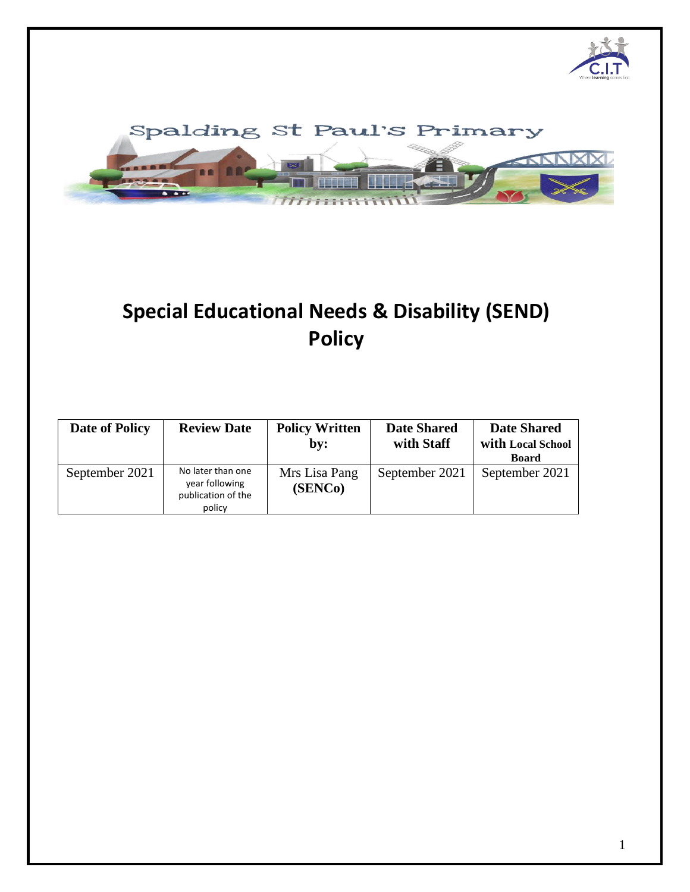Spalding St Paul's Primary

# Special Educational Needs & Disability (SEND) Policy

| Date of Policy | Review Date | Policy Written by: | Date Shared with Staff | Date Shared with Local School Board |
|---|---|---|---|---|
| September 2021 | No later than one year following publication of the policy | Mrs Lisa Pang **(SENCo)** | September 2021 | September 2021 |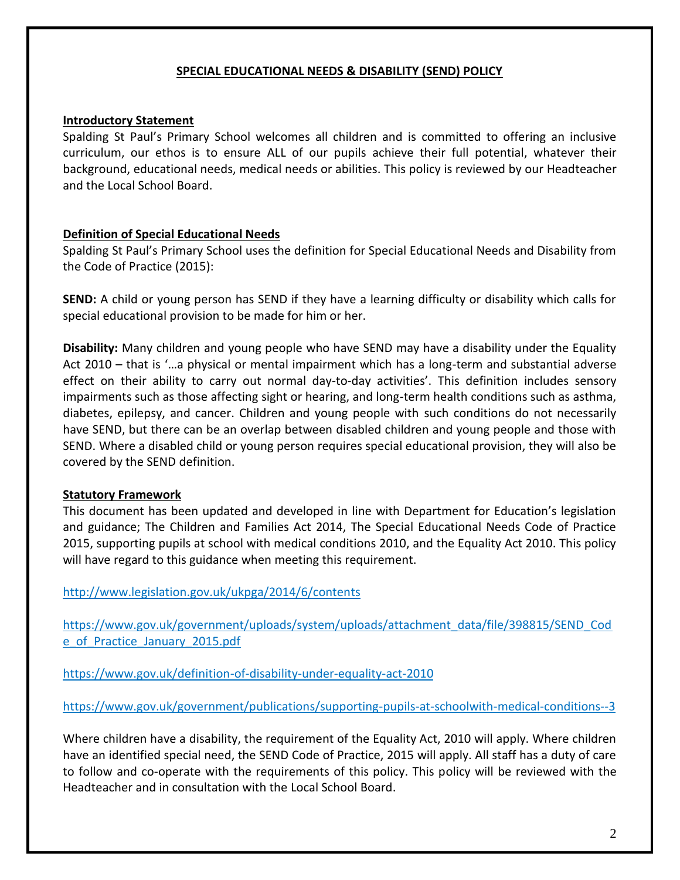## SPECIAL EDUCATIONAL NEEDS & DISABILITY (SEND) POLICY

### Introductory Statement

Spalding St Paul's Primary School welcomes all children and is committed to offering an inclusive curriculum, our ethos is to ensure ALL of our pupils achieve their full potential, whatever their background, educational needs, medical needs or abilities. This policy is reviewed by our Headteacher and the Local School Board.

### Definition of Special Educational Needs

Spalding St Paul's Primary School uses the definition for Special Educational Needs and Disability from the Code of Practice (2015):

**SEND:** A child or young person has SEND if they have a learning difficulty or disability which calls for special educational provision to be made for him or her.

**Disability:** Many children and young people who have SEND may have a disability under the Equality Act 2010 – that is '…a physical or mental impairment which has a long-term and substantial adverse effect on their ability to carry out normal day-to-day activities'. This definition includes sensory impairments such as those affecting sight or hearing, and long-term health conditions such as asthma, diabetes, epilepsy, and cancer. Children and young people with such conditions do not necessarily have SEND, but there can be an overlap between disabled children and young people and those with SEND. Where a disabled child or young person requires special educational provision, they will also be covered by the SEND definition.

### Statutory Framework

This document has been updated and developed in line with Department for Education's legislation and guidance; The Children and Families Act 2014, The Special Educational Needs Code of Practice 2015, supporting pupils at school with medical conditions 2010, and the Equality Act 2010. This policy will have regard to this guidance when meeting this requirement.

http://www.legislation.gov.uk/ukpga/2014/6/contents

https://www.gov.uk/government/uploads/system/uploads/attachment_data/file/398815/SEND_Code_of_Practice_January_2015.pdf

https://www.gov.uk/definition-of-disability-under-equality-act-2010

https://www.gov.uk/government/publications/supporting-pupils-at-schoolwith-medical-conditions--3

Where children have a disability, the requirement of the Equality Act, 2010 will apply. Where children have an identified special need, the SEND Code of Practice, 2015 will apply. All staff has a duty of care to follow and co-operate with the requirements of this policy. This policy will be reviewed with the Headteacher and in consultation with the Local School Board.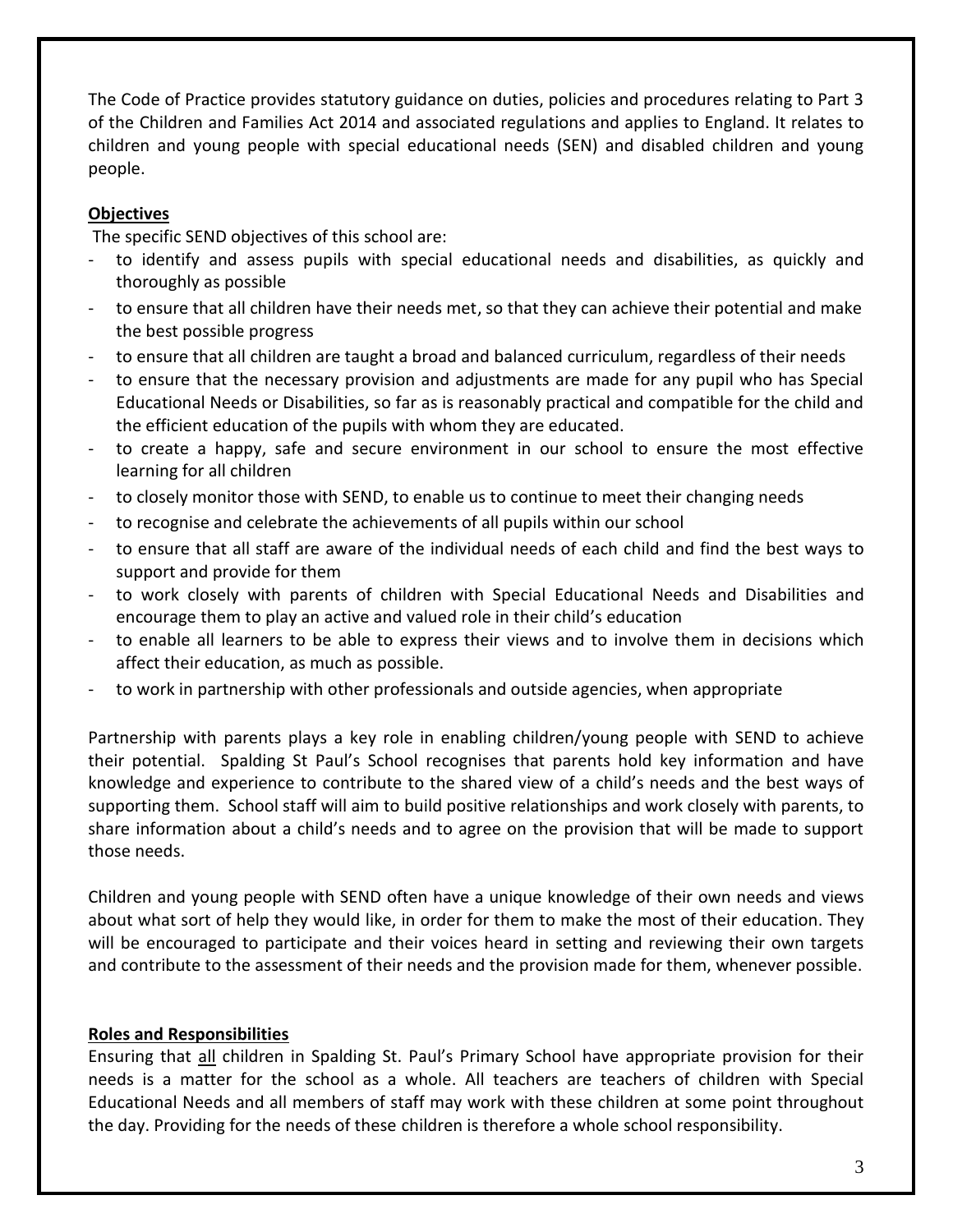The Code of Practice provides statutory guidance on duties, policies and procedures relating to Part 3 of the Children and Families Act 2014 and associated regulations and applies to England. It relates to children and young people with special educational needs (SEN) and disabled children and young people.

**Objectives**

The specific SEND objectives of this school are:

- to identify and assess pupils with special educational needs and disabilities, as quickly and thoroughly as possible
- to ensure that all children have their needs met, so that they can achieve their potential and make the best possible progress
- to ensure that all children are taught a broad and balanced curriculum, regardless of their needs
- to ensure that the necessary provision and adjustments are made for any pupil who has Special Educational Needs or Disabilities, so far as is reasonably practical and compatible for the child and the efficient education of the pupils with whom they are educated.
- to create a happy, safe and secure environment in our school to ensure the most effective learning for all children
- to closely monitor those with SEND, to enable us to continue to meet their changing needs
- to recognise and celebrate the achievements of all pupils within our school
- to ensure that all staff are aware of the individual needs of each child and find the best ways to support and provide for them
- to work closely with parents of children with Special Educational Needs and Disabilities and encourage them to play an active and valued role in their child's education
- to enable all learners to be able to express their views and to involve them in decisions which affect their education, as much as possible.
- to work in partnership with other professionals and outside agencies, when appropriate

Partnership with parents plays a key role in enabling children/young people with SEND to achieve their potential. Spalding St Paul's School recognises that parents hold key information and have knowledge and experience to contribute to the shared view of a child's needs and the best ways of supporting them. School staff will aim to build positive relationships and work closely with parents, to share information about a child's needs and to agree on the provision that will be made to support those needs.

Children and young people with SEND often have a unique knowledge of their own needs and views about what sort of help they would like, in order for them to make the most of their education. They will be encouraged to participate and their voices heard in setting and reviewing their own targets and contribute to the assessment of their needs and the provision made for them, whenever possible.

**Roles and Responsibilities**

Ensuring that <u>all</u> children in Spalding St. Paul's Primary School have appropriate provision for their needs is a matter for the school as a whole. All teachers are teachers of children with Special Educational Needs and all members of staff may work with these children at some point throughout the day. Providing for the needs of these children is therefore a whole school responsibility.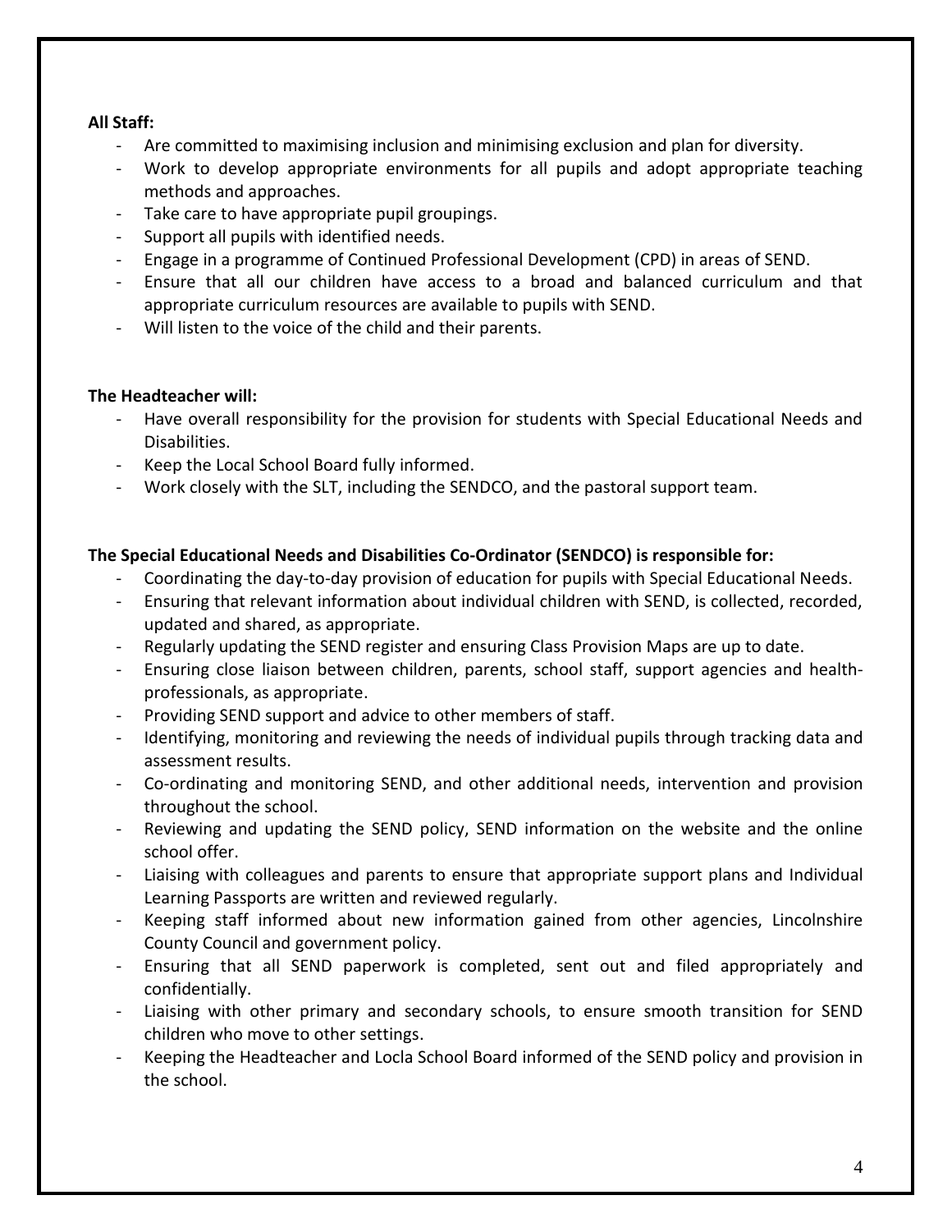**All Staff:**

- Are committed to maximising inclusion and minimising exclusion and plan for diversity.
- Work to develop appropriate environments for all pupils and adopt appropriate teaching methods and approaches.
- Take care to have appropriate pupil groupings.
- Support all pupils with identified needs.
- Engage in a programme of Continued Professional Development (CPD) in areas of SEND.
- Ensure that all our children have access to a broad and balanced curriculum and that appropriate curriculum resources are available to pupils with SEND.
- Will listen to the voice of the child and their parents.

**The Headteacher will:**

- Have overall responsibility for the provision for students with Special Educational Needs and Disabilities.
- Keep the Local School Board fully informed.
- Work closely with the SLT, including the SENDCO, and the pastoral support team.

**The Special Educational Needs and Disabilities Co-Ordinator (SENDCO) is responsible for:**

- Coordinating the day-to-day provision of education for pupils with Special Educational Needs.
- Ensuring that relevant information about individual children with SEND, is collected, recorded, updated and shared, as appropriate.
- Regularly updating the SEND register and ensuring Class Provision Maps are up to date.
- Ensuring close liaison between children, parents, school staff, support agencies and health-professionals, as appropriate.
- Providing SEND support and advice to other members of staff.
- Identifying, monitoring and reviewing the needs of individual pupils through tracking data and assessment results.
- Co-ordinating and monitoring SEND, and other additional needs, intervention and provision throughout the school.
- Reviewing and updating the SEND policy, SEND information on the website and the online school offer.
- Liaising with colleagues and parents to ensure that appropriate support plans and Individual Learning Passports are written and reviewed regularly.
- Keeping staff informed about new information gained from other agencies, Lincolnshire County Council and government policy.
- Ensuring that all SEND paperwork is completed, sent out and filed appropriately and confidentially.
- Liaising with other primary and secondary schools, to ensure smooth transition for SEND children who move to other settings.
- Keeping the Headteacher and Locla School Board informed of the SEND policy and provision in the school.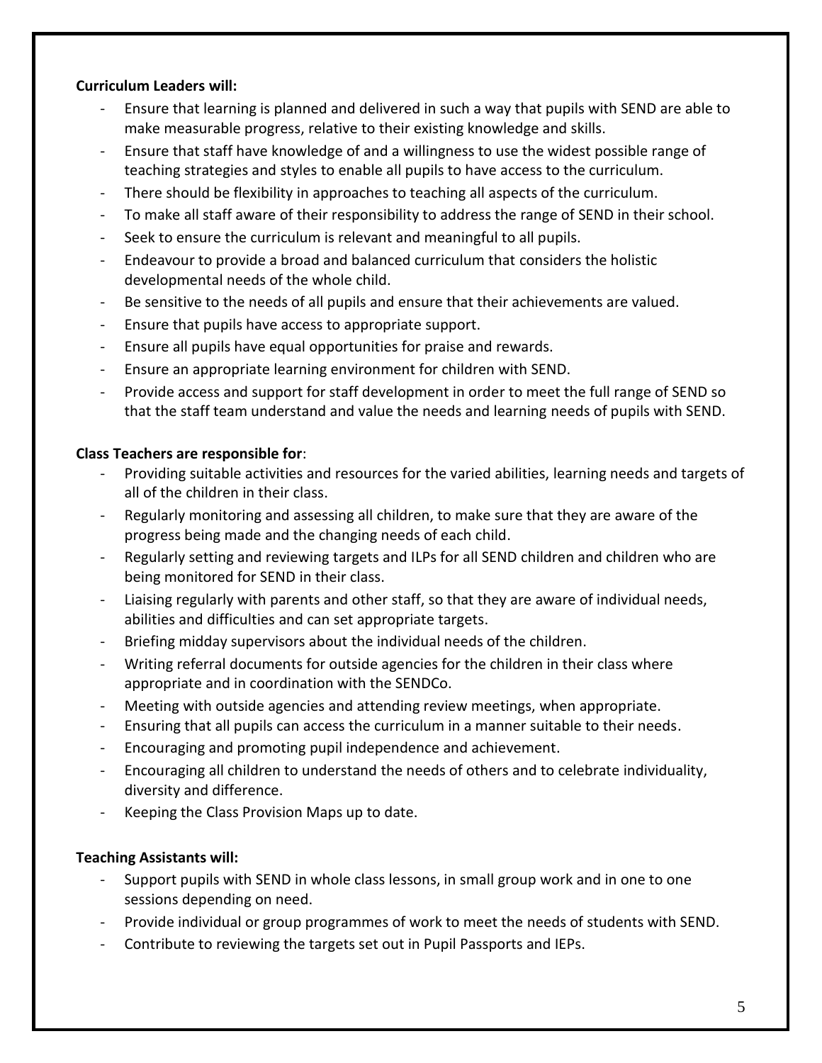**Curriculum Leaders will:**

- Ensure that learning is planned and delivered in such a way that pupils with SEND are able to make measurable progress, relative to their existing knowledge and skills.
- Ensure that staff have knowledge of and a willingness to use the widest possible range of teaching strategies and styles to enable all pupils to have access to the curriculum.
- There should be flexibility in approaches to teaching all aspects of the curriculum.
- To make all staff aware of their responsibility to address the range of SEND in their school.
- Seek to ensure the curriculum is relevant and meaningful to all pupils.
- Endeavour to provide a broad and balanced curriculum that considers the holistic developmental needs of the whole child.
- Be sensitive to the needs of all pupils and ensure that their achievements are valued.
- Ensure that pupils have access to appropriate support.
- Ensure all pupils have equal opportunities for praise and rewards.
- Ensure an appropriate learning environment for children with SEND.
- Provide access and support for staff development in order to meet the full range of SEND so that the staff team understand and value the needs and learning needs of pupils with SEND.

**Class Teachers are responsible for**:

- Providing suitable activities and resources for the varied abilities, learning needs and targets of all of the children in their class.
- Regularly monitoring and assessing all children, to make sure that they are aware of the progress being made and the changing needs of each child.
- Regularly setting and reviewing targets and ILPs for all SEND children and children who are being monitored for SEND in their class.
- Liaising regularly with parents and other staff, so that they are aware of individual needs, abilities and difficulties and can set appropriate targets.
- Briefing midday supervisors about the individual needs of the children.
- Writing referral documents for outside agencies for the children in their class where appropriate and in coordination with the SENDCo.
- Meeting with outside agencies and attending review meetings, when appropriate.
- Ensuring that all pupils can access the curriculum in a manner suitable to their needs.
- Encouraging and promoting pupil independence and achievement.
- Encouraging all children to understand the needs of others and to celebrate individuality, diversity and difference.
- Keeping the Class Provision Maps up to date.

**Teaching Assistants will:**

- Support pupils with SEND in whole class lessons, in small group work and in one to one sessions depending on need.
- Provide individual or group programmes of work to meet the needs of students with SEND.
- Contribute to reviewing the targets set out in Pupil Passports and IEPs.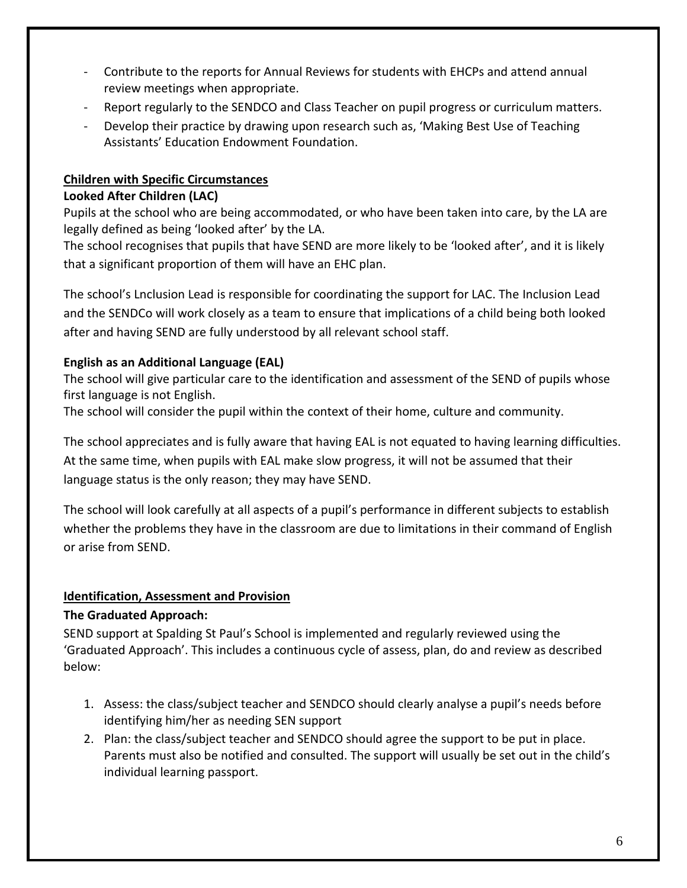- Contribute to the reports for Annual Reviews for students with EHCPs and attend annual review meetings when appropriate.
- Report regularly to the SENDCO and Class Teacher on pupil progress or curriculum matters.
- Develop their practice by drawing upon research such as, 'Making Best Use of Teaching Assistants' Education Endowment Foundation.

## Children with Specific Circumstances

### Looked After Children (LAC)

Pupils at the school who are being accommodated, or who have been taken into care, by the LA are legally defined as being 'looked after' by the LA.
The school recognises that pupils that have SEND are more likely to be 'looked after', and it is likely that a significant proportion of them will have an EHC plan.

The school's Lnclusion Lead is responsible for coordinating the support for LAC. The Inclusion Lead and the SENDCo will work closely as a team to ensure that implications of a child being both looked after and having SEND are fully understood by all relevant school staff.

### English as an Additional Language (EAL)

The school will give particular care to the identification and assessment of the SEND of pupils whose first language is not English.
The school will consider the pupil within the context of their home, culture and community.

The school appreciates and is fully aware that having EAL is not equated to having learning difficulties. At the same time, when pupils with EAL make slow progress, it will not be assumed that their language status is the only reason; they may have SEND.

The school will look carefully at all aspects of a pupil's performance in different subjects to establish whether the problems they have in the classroom are due to limitations in their command of English or arise from SEND.

## Identification, Assessment and Provision

### The Graduated Approach:

SEND support at Spalding St Paul's School is implemented and regularly reviewed using the 'Graduated Approach'. This includes a continuous cycle of assess, plan, do and review as described below:

1. Assess: the class/subject teacher and SENDCO should clearly analyse a pupil's needs before identifying him/her as needing SEN support
2. Plan: the class/subject teacher and SENDCO should agree the support to be put in place. Parents must also be notified and consulted. The support will usually be set out in the child's individual learning passport.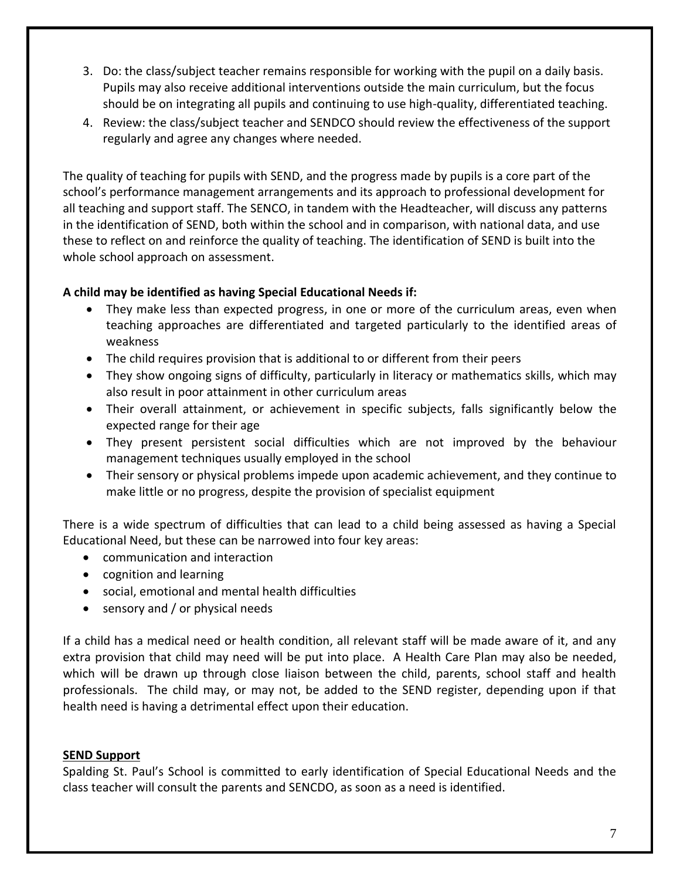3. Do: the class/subject teacher remains responsible for working with the pupil on a daily basis. Pupils may also receive additional interventions outside the main curriculum, but the focus should be on integrating all pupils and continuing to use high-quality, differentiated teaching.
4. Review: the class/subject teacher and SENDCO should review the effectiveness of the support regularly and agree any changes where needed.

The quality of teaching for pupils with SEND, and the progress made by pupils is a core part of the school's performance management arrangements and its approach to professional development for all teaching and support staff. The SENCO, in tandem with the Headteacher, will discuss any patterns in the identification of SEND, both within the school and in comparison, with national data, and use these to reflect on and reinforce the quality of teaching. The identification of SEND is built into the whole school approach on assessment.

**A child may be identified as having Special Educational Needs if:**

- They make less than expected progress, in one or more of the curriculum areas, even when teaching approaches are differentiated and targeted particularly to the identified areas of weakness
- The child requires provision that is additional to or different from their peers
- They show ongoing signs of difficulty, particularly in literacy or mathematics skills, which may also result in poor attainment in other curriculum areas
- Their overall attainment, or achievement in specific subjects, falls significantly below the expected range for their age
- They present persistent social difficulties which are not improved by the behaviour management techniques usually employed in the school
- Their sensory or physical problems impede upon academic achievement, and they continue to make little or no progress, despite the provision of specialist equipment

There is a wide spectrum of difficulties that can lead to a child being assessed as having a Special Educational Need, but these can be narrowed into four key areas:

- communication and interaction
- cognition and learning
- social, emotional and mental health difficulties
- sensory and / or physical needs

If a child has a medical need or health condition, all relevant staff will be made aware of it, and any extra provision that child may need will be put into place. A Health Care Plan may also be needed, which will be drawn up through close liaison between the child, parents, school staff and health professionals. The child may, or may not, be added to the SEND register, depending upon if that health need is having a detrimental effect upon their education.

**SEND Support**

Spalding St. Paul's School is committed to early identification of Special Educational Needs and the class teacher will consult the parents and SENCDO, as soon as a need is identified.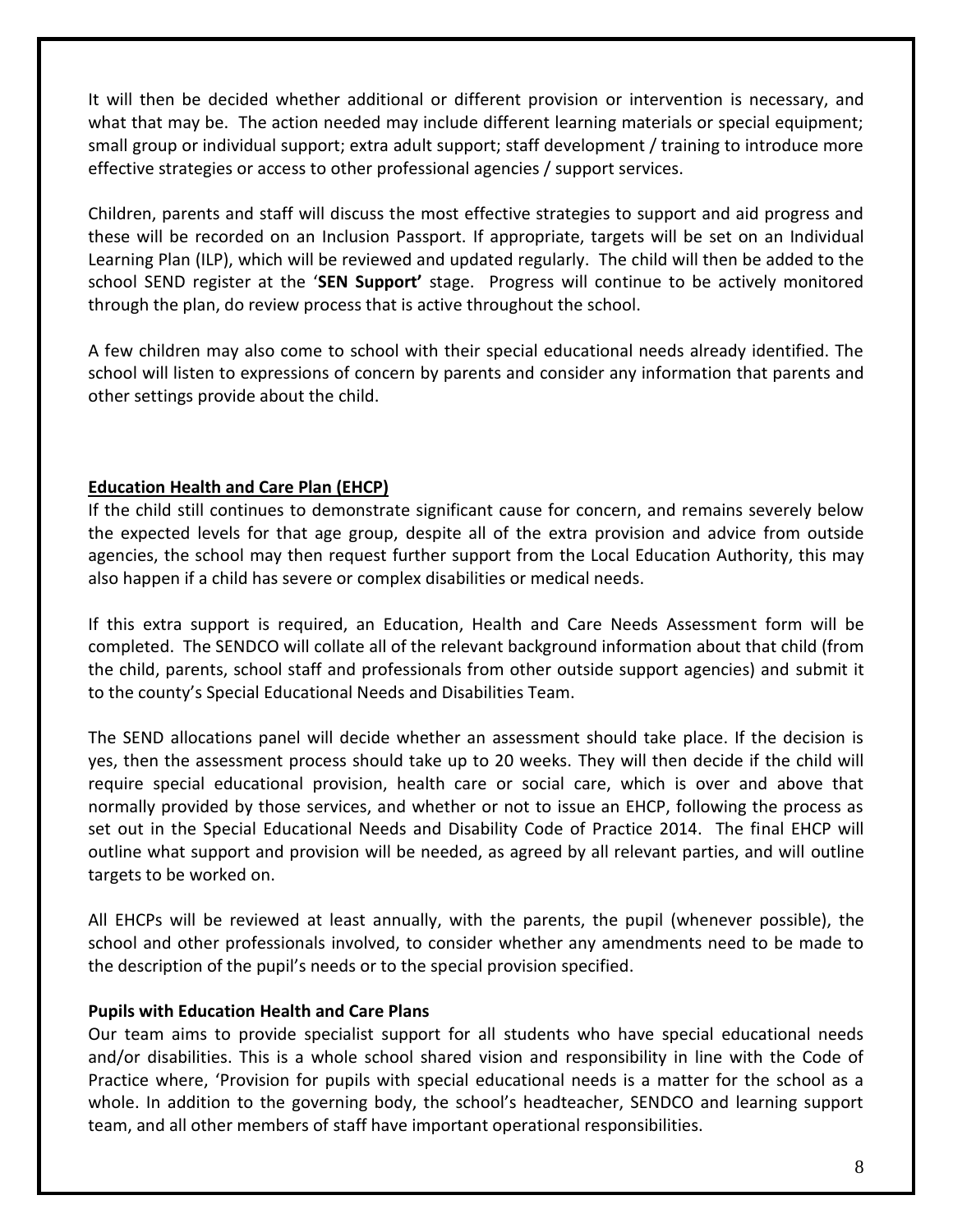It will then be decided whether additional or different provision or intervention is necessary, and what that may be. The action needed may include different learning materials or special equipment; small group or individual support; extra adult support; staff development / training to introduce more effective strategies or access to other professional agencies / support services.

Children, parents and staff will discuss the most effective strategies to support and aid progress and these will be recorded on an Inclusion Passport. If appropriate, targets will be set on an Individual Learning Plan (ILP), which will be reviewed and updated regularly. The child will then be added to the school SEND register at the '**SEN Support'** stage. Progress will continue to be actively monitored through the plan, do review process that is active throughout the school.

A few children may also come to school with their special educational needs already identified. The school will listen to expressions of concern by parents and consider any information that parents and other settings provide about the child.

**Education Health and Care Plan (EHCP)**

If the child still continues to demonstrate significant cause for concern, and remains severely below the expected levels for that age group, despite all of the extra provision and advice from outside agencies, the school may then request further support from the Local Education Authority, this may also happen if a child has severe or complex disabilities or medical needs.

If this extra support is required, an Education, Health and Care Needs Assessment form will be completed. The SENDCO will collate all of the relevant background information about that child (from the child, parents, school staff and professionals from other outside support agencies) and submit it to the county's Special Educational Needs and Disabilities Team.

The SEND allocations panel will decide whether an assessment should take place. If the decision is yes, then the assessment process should take up to 20 weeks. They will then decide if the child will require special educational provision, health care or social care, which is over and above that normally provided by those services, and whether or not to issue an EHCP, following the process as set out in the Special Educational Needs and Disability Code of Practice 2014. The final EHCP will outline what support and provision will be needed, as agreed by all relevant parties, and will outline targets to be worked on.

All EHCPs will be reviewed at least annually, with the parents, the pupil (whenever possible), the school and other professionals involved, to consider whether any amendments need to be made to the description of the pupil's needs or to the special provision specified.

**Pupils with Education Health and Care Plans**

Our team aims to provide specialist support for all students who have special educational needs and/or disabilities. This is a whole school shared vision and responsibility in line with the Code of Practice where, 'Provision for pupils with special educational needs is a matter for the school as a whole. In addition to the governing body, the school's headteacher, SENDCO and learning support team, and all other members of staff have important operational responsibilities.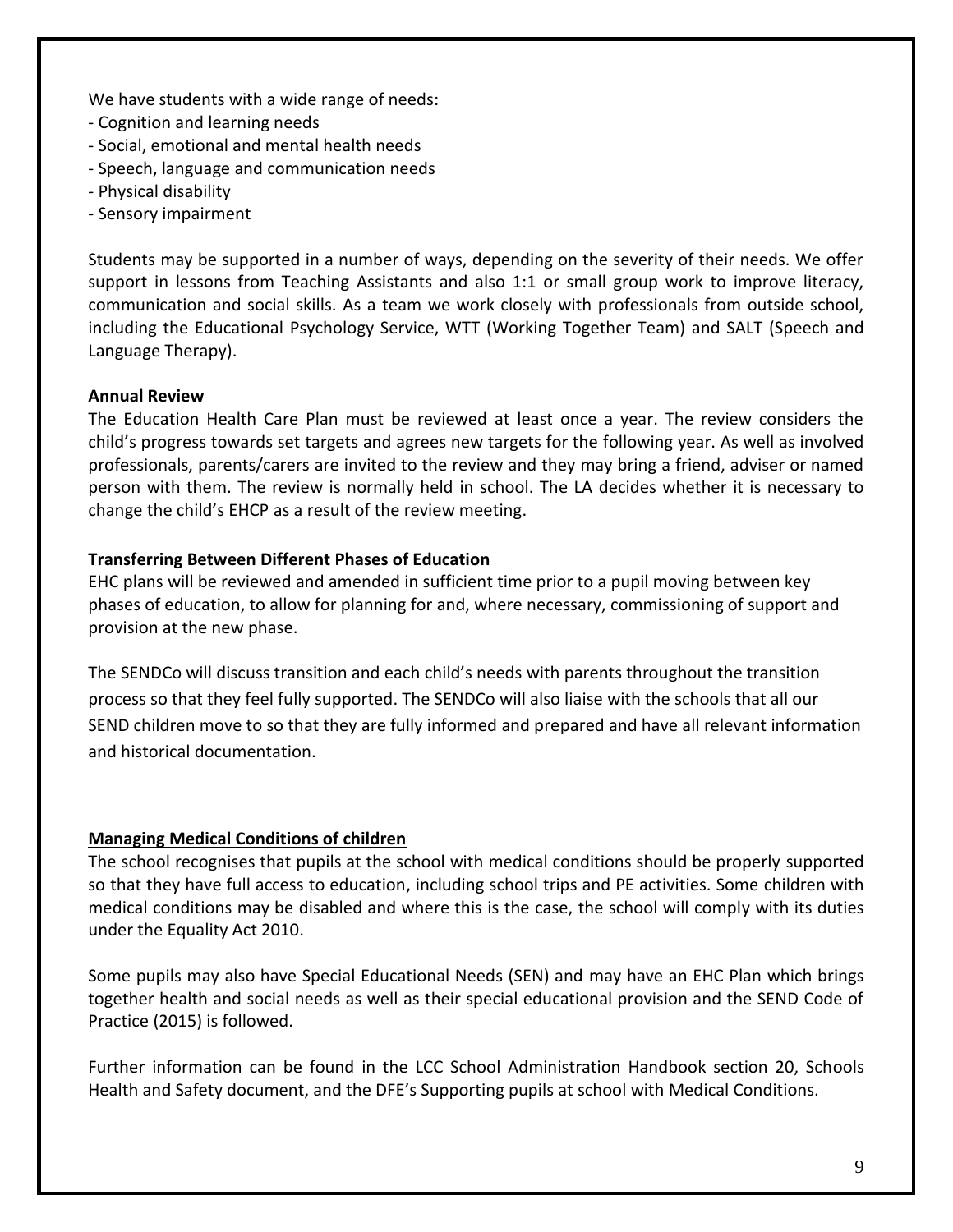We have students with a wide range of needs:

- Cognition and learning needs
- Social, emotional and mental health needs
- Speech, language and communication needs
- Physical disability
- Sensory impairment

Students may be supported in a number of ways, depending on the severity of their needs. We offer support in lessons from Teaching Assistants and also 1:1 or small group work to improve literacy, communication and social skills. As a team we work closely with professionals from outside school, including the Educational Psychology Service, WTT (Working Together Team) and SALT (Speech and Language Therapy).

**Annual Review**

The Education Health Care Plan must be reviewed at least once a year. The review considers the child's progress towards set targets and agrees new targets for the following year. As well as involved professionals, parents/carers are invited to the review and they may bring a friend, adviser or named person with them. The review is normally held in school. The LA decides whether it is necessary to change the child's EHCP as a result of the review meeting.

**Transferring Between Different Phases of Education**

EHC plans will be reviewed and amended in sufficient time prior to a pupil moving between key phases of education, to allow for planning for and, where necessary, commissioning of support and provision at the new phase.

The SENDCo will discuss transition and each child's needs with parents throughout the transition process so that they feel fully supported. The SENDCo will also liaise with the schools that all our SEND children move to so that they are fully informed and prepared and have all relevant information and historical documentation.

**Managing Medical Conditions of children**

The school recognises that pupils at the school with medical conditions should be properly supported so that they have full access to education, including school trips and PE activities. Some children with medical conditions may be disabled and where this is the case, the school will comply with its duties under the Equality Act 2010.

Some pupils may also have Special Educational Needs (SEN) and may have an EHC Plan which brings together health and social needs as well as their special educational provision and the SEND Code of Practice (2015) is followed.

Further information can be found in the LCC School Administration Handbook section 20, Schools Health and Safety document, and the DFE's Supporting pupils at school with Medical Conditions.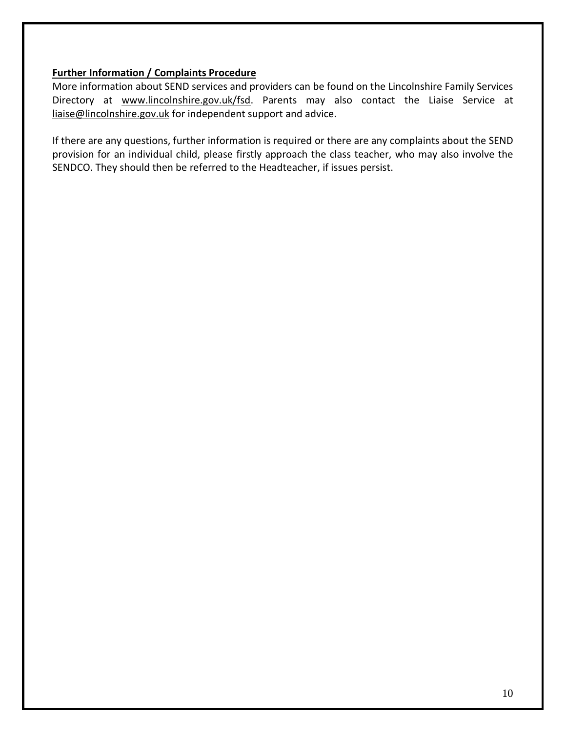**Further Information / Complaints Procedure**

More information about SEND services and providers can be found on the Lincolnshire Family Services Directory at www.lincolnshire.gov.uk/fsd. Parents may also contact the Liaise Service at liaise@lincolnshire.gov.uk for independent support and advice.

If there are any questions, further information is required or there are any complaints about the SEND provision for an individual child, please firstly approach the class teacher, who may also involve the SENDCO. They should then be referred to the Headteacher, if issues persist.